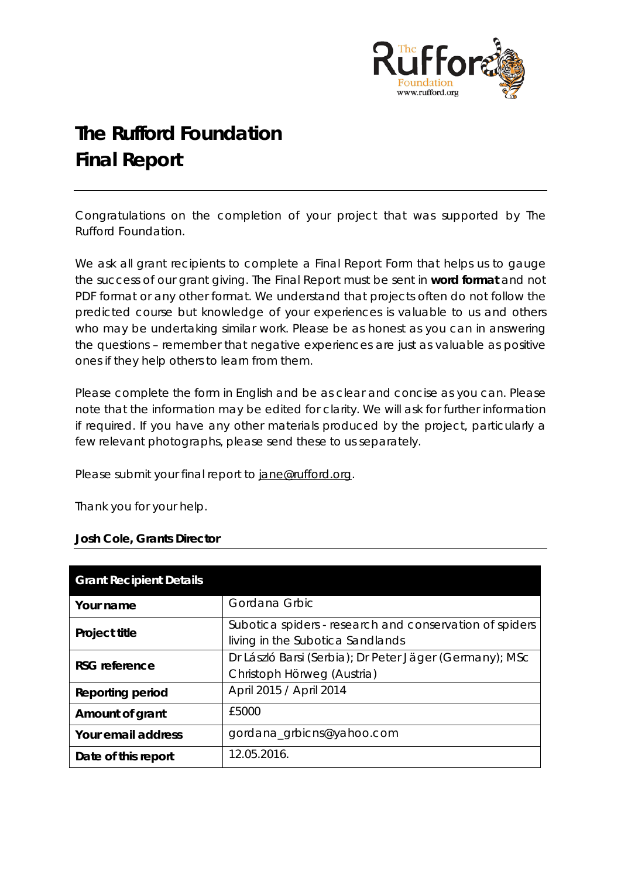# The Rufford Foundation
# Final Report

---

Congratulations on the completion of your project that was supported by The Rufford Foundation.

We ask all grant recipients to complete a Final Report Form that helps us to gauge the success of our grant giving. The Final Report must be sent in **word format** and not PDF format or any other format. We understand that projects often do not follow the predicted course but knowledge of your experiences is valuable to us and others who may be undertaking similar work. Please be as honest as you can in answering the questions – remember that negative experiences are just as valuable as positive ones if they help others to learn from them.

Please complete the form in English and be as clear and concise as you can. Please note that the information may be edited for clarity. We will ask for further information if required. If you have any other materials produced by the project, particularly a few relevant photographs, please send these to us separately.

Please submit your final report to jane@rufford.org.

Thank you for your help.

**Josh Cole, Grants Director**

---

| Grant Recipient Details | |
|---|---|
| **Your name** | Gordana Grbic |
| **Project title** | Subotica spiders - research and conservation of spiders living in the Subotica Sandlands |
| **RSG reference** | Dr László Barsi (Serbia); Dr Peter Jäger (Germany); MSc Christoph Hörweg (Austria) |
| **Reporting period** | April 2015 / April 2014 |
| **Amount of grant** | £5000 |
| **Your email address** | gordana_grbicns@yahoo.com |
| **Date of this report** | 12.05.2016. |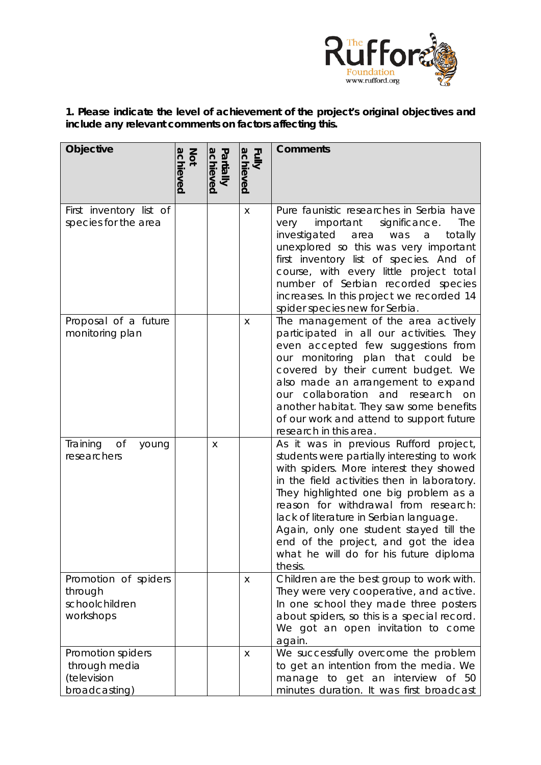**1. Please indicate the level of achievement of the project's original objectives and include any relevant comments on factors affecting this.**

| Objective | Not achieved | Partially achieved | Fully achieved | Comments |
|---|---|---|---|---|
| First inventory list of species for the area | | | x | Pure faunistic researches in Serbia have very important significance. The investigated area was a totally unexplored so this was very important first inventory list of species. And of course, with every little project total number of Serbian recorded species increases. In this project we recorded 14 spider species new for Serbia. |
| Proposal of a future monitoring plan | | | x | The management of the area actively participated in all our activities. They even accepted few suggestions from our monitoring plan that could be covered by their current budget. We also made an arrangement to expand our collaboration and research on another habitat. They saw some benefits of our work and attend to support future research in this area. |
| Training of young researchers | | x | | As it was in previous Rufford project, students were partially interesting to work with spiders. More interest they showed in the field activities then in laboratory. They highlighted one big problem as a reason for withdrawal from research: lack of literature in Serbian language. Again, only one student stayed till the end of the project, and got the idea what he will do for his future diploma thesis. |
| Promotion of spiders through schoolchildren workshops | | | x | Children are the best group to work with. They were very cooperative, and active. In one school they made three posters about spiders, so this is a special record. We got an open invitation to come again. |
| Promotion spiders through media (television broadcasting) | | | x | We successfully overcome the problem to get an intention from the media. We manage to get an interview of 50 minutes duration. It was first broadcast |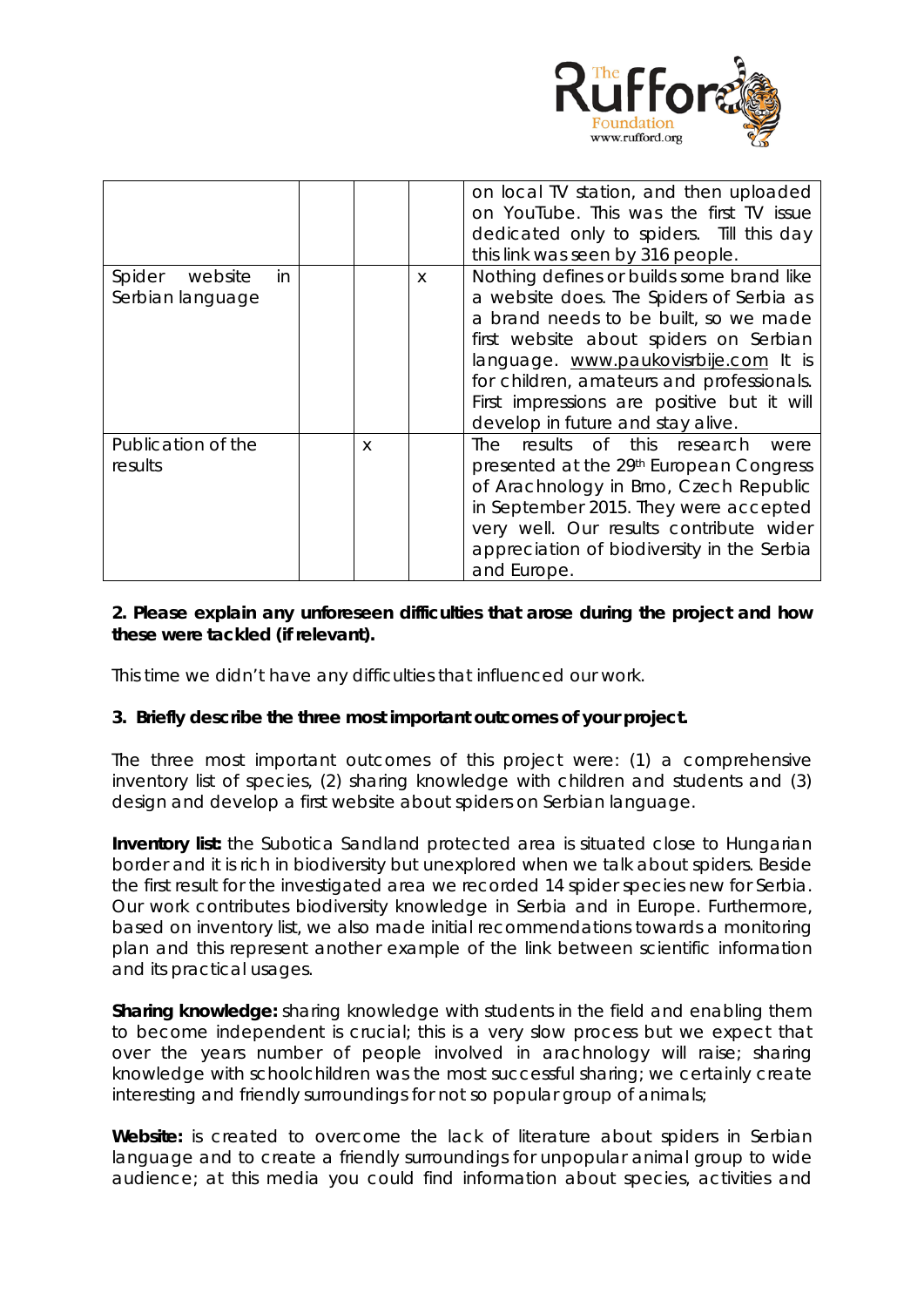| | | | | |
|---|---|---|---|---|
| | | | | on local TV station, and then uploaded on YouTube. This was the first TV issue dedicated only to spiders. Till this day this link was seen by 316 people. |
| Spider website in Serbian language | | | x | Nothing defines or builds some brand like a website does. The Spiders of Serbia as a brand needs to be built, so we made first website about spiders on Serbian language. www.paukovisrbije.com It is for children, amateurs and professionals. First impressions are positive but it will develop in future and stay alive. |
| Publication of the results | | x | | The results of this research were presented at the 29th European Congress of Arachnology in Brno, Czech Republic in September 2015. They were accepted very well. Our results contribute wider appreciation of biodiversity in the Serbia and Europe. |

**2. Please explain any unforeseen difficulties that arose during the project and how these were tackled (if relevant).**

This time we didn't have any difficulties that influenced our work.

**3. Briefly describe the three most important outcomes of your project.**

The three most important outcomes of this project were: (1) a comprehensive inventory list of species, (2) sharing knowledge with children and students and (3) design and develop a first website about spiders on Serbian language.

**Inventory list:** the Subotica Sandland protected area is situated close to Hungarian border and it is rich in biodiversity but unexplored when we talk about spiders. Beside the first result for the investigated area we recorded 14 spider species new for Serbia. Our work contributes biodiversity knowledge in Serbia and in Europe. Furthermore, based on inventory list, we also made initial recommendations towards a monitoring plan and this represent another example of the link between scientific information and its practical usages.

**Sharing knowledge:** sharing knowledge with students in the field and enabling them to become independent is crucial; this is a very slow process but we expect that over the years number of people involved in arachnology will raise; sharing knowledge with schoolchildren was the most successful sharing; we certainly create interesting and friendly surroundings for not so popular group of animals;

**Website:** is created to overcome the lack of literature about spiders in Serbian language and to create a friendly surroundings for unpopular animal group to wide audience; at this media you could find information about species, activities and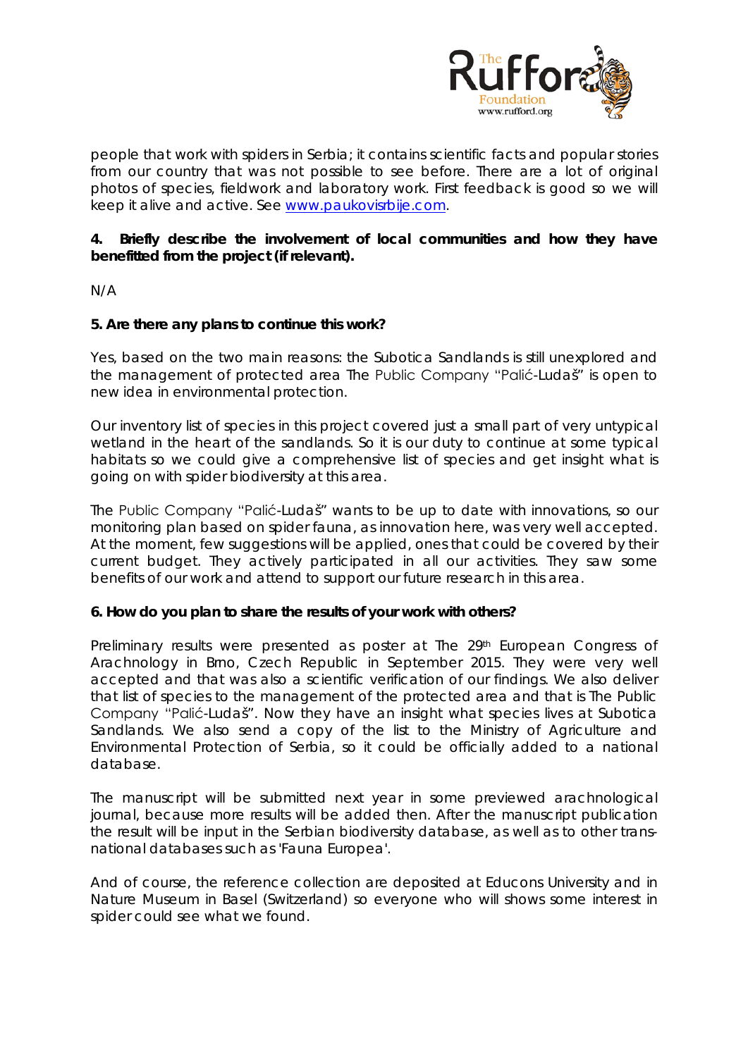people that work with spiders in Serbia; it contains scientific facts and popular stories from our country that was not possible to see before. There are a lot of original photos of species, fieldwork and laboratory work. First feedback is good so we will keep it alive and active. See www.paukovisrbije.com.

**4. Briefly describe the involvement of local communities and how they have benefitted from the project (if relevant).**

N/A

**5. Are there any plans to continue this work?**

Yes, based on the two main reasons: the Subotica Sandlands is still unexplored and the management of protected area The Public Company "Palić-Ludaš" is open to new idea in environmental protection.

Our inventory list of species in this project covered just a small part of very untypical wetland in the heart of the sandlands. So it is our duty to continue at some typical habitats so we could give a comprehensive list of species and get insight what is going on with spider biodiversity at this area.

The Public Company "Palić-Ludaš" wants to be up to date with innovations, so our monitoring plan based on spider fauna, as innovation here, was very well accepted. At the moment, few suggestions will be applied, ones that could be covered by their current budget. They actively participated in all our activities. They saw some benefits of our work and attend to support our future research in this area.

**6. How do you plan to share the results of your work with others?**

Preliminary results were presented as poster at The 29th European Congress of Arachnology in Brno, Czech Republic in September 2015. They were very well accepted and that was also a scientific verification of our findings. We also deliver that list of species to the management of the protected area and that is The Public Company "Palić-Ludaš". Now they have an insight what species lives at Subotica Sandlands. We also send a copy of the list to the Ministry of Agriculture and Environmental Protection of Serbia, so it could be officially added to a national database.

The manuscript will be submitted next year in some previewed arachnological journal, because more results will be added then. After the manuscript publication the result will be input in the Serbian biodiversity database, as well as to other trans-national databases such as 'Fauna Europea'.

And of course, the reference collection are deposited at Educons University and in Nature Museum in Basel (Switzerland) so everyone who will shows some interest in spider could see what we found.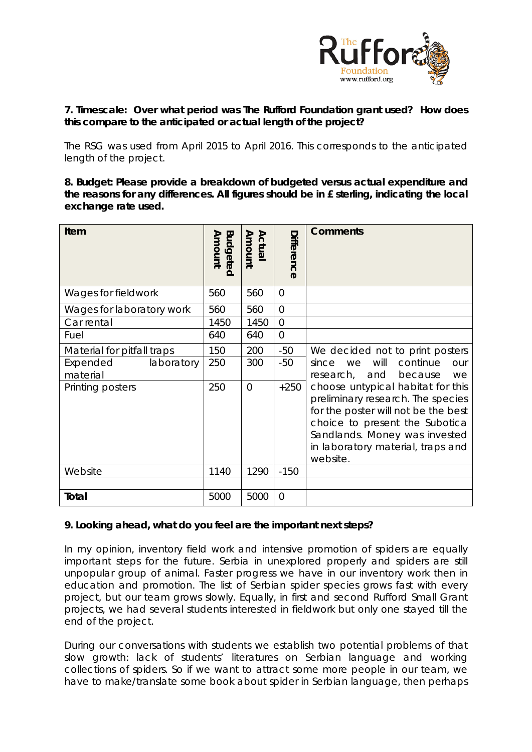**7. Timescale: Over what period was The Rufford Foundation grant used? How does this compare to the anticipated or actual length of the project?**

The RSG was used from April 2015 to April 2016. This corresponds to the anticipated length of the project.

**8. Budget: Please provide a breakdown of budgeted versus actual expenditure and the reasons for any differences. All figures should be in £ sterling, indicating the local exchange rate used.**

| Item | Budgeted Amount | Actual Amount | Difference | Comments |
|---|---|---|---|---|
| Wages for fieldwork | 560 | 560 | 0 | |
| Wages for laboratory work | 560 | 560 | 0 | |
| Car rental | 1450 | 1450 | 0 | |
| Fuel | 640 | 640 | 0 | |
| Material for pitfall traps | 150 | 200 | -50 | We decided not to print posters since we will continue our research, and because we choose untypical habitat for this preliminary research. The species for the poster will not be the best choice to present the Subotica Sandlands. Money was invested in laboratory material, traps and website. |
| Expended laboratory material | 250 | 300 | -50 | |
| Printing posters | 250 | 0 | +250 | |
| Website | 1140 | 1290 | -150 | |
| | | | | |
| **Total** | 5000 | 5000 | 0 | |

**9. Looking ahead, what do you feel are the important next steps?**

In my opinion, inventory field work and intensive promotion of spiders are equally important steps for the future. Serbia in unexplored properly and spiders are still unpopular group of animal. Faster progress we have in our inventory work then in education and promotion. The list of Serbian spider species grows fast with every project, but our team grows slowly. Equally, in first and second Rufford Small Grant projects, we had several students interested in fieldwork but only one stayed till the end of the project.

During our conversations with students we establish two potential problems of that slow growth: lack of students' literatures on Serbian language and working collections of spiders. So if we want to attract some more people in our team, we have to make/translate some book about spider in Serbian language, then perhaps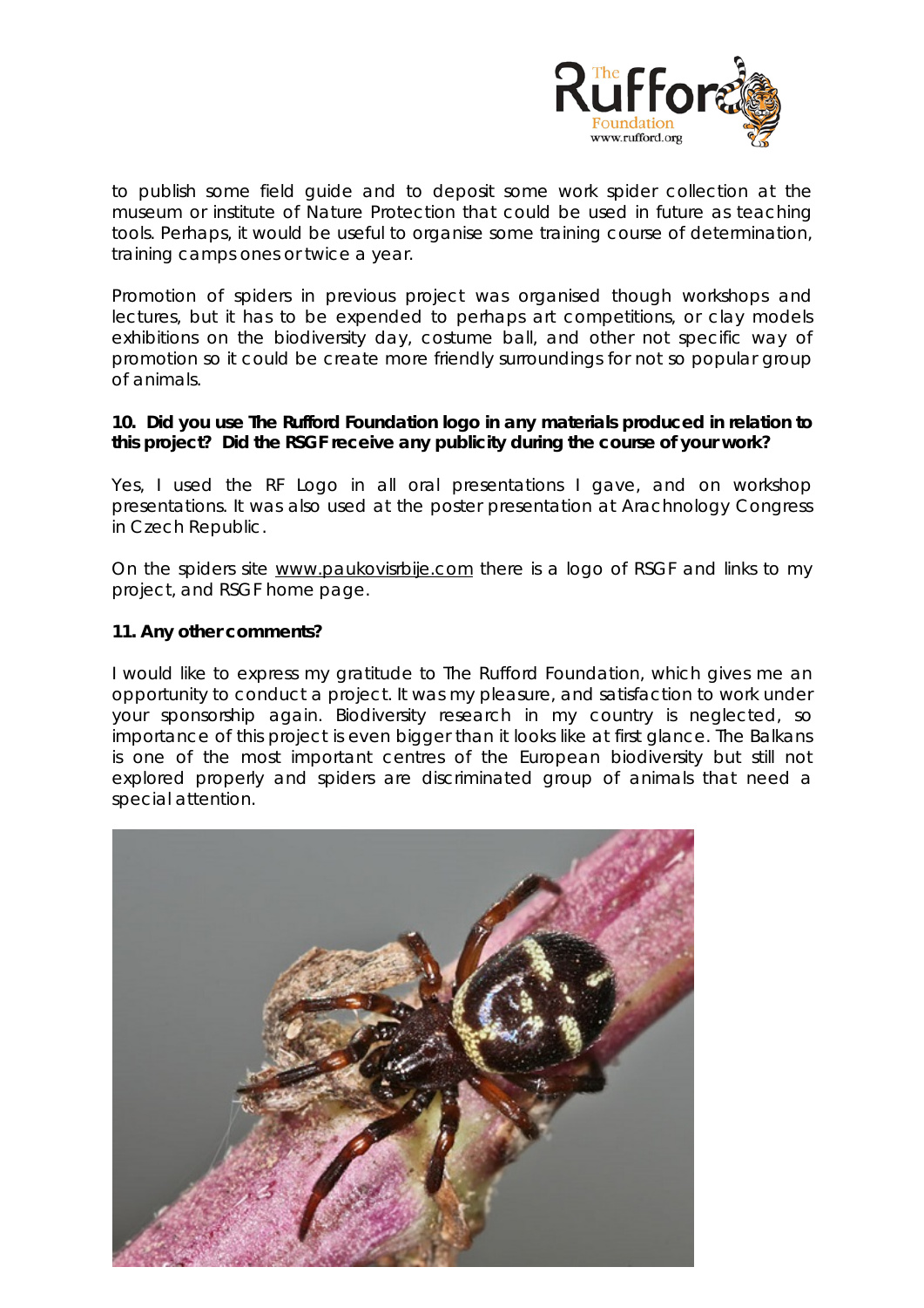to publish some field guide and to deposit some work spider collection at the museum or institute of Nature Protection that could be used in future as teaching tools. Perhaps, it would be useful to organise some training course of determination, training camps ones or twice a year.

Promotion of spiders in previous project was organised though workshops and lectures, but it has to be expended to perhaps art competitions, or clay models exhibitions on the biodiversity day, costume ball, and other not specific way of promotion so it could be create more friendly surroundings for not so popular group of animals.

**10. Did you use The Rufford Foundation logo in any materials produced in relation to this project? Did the RSGF receive any publicity during the course of your work?**

Yes, I used the RF Logo in all oral presentations I gave, and on workshop presentations. It was also used at the poster presentation at Arachnology Congress in Czech Republic.

On the spiders site www.paukovisrbije.com there is a logo of RSGF and links to my project, and RSGF home page.

**11. Any other comments?**

I would like to express my gratitude to The Rufford Foundation, which gives me an opportunity to conduct a project. It was my pleasure, and satisfaction to work under your sponsorship again. Biodiversity research in my country is neglected, so importance of this project is even bigger than it looks like at first glance. The Balkans is one of the most important centres of the European biodiversity but still not explored properly and spiders are discriminated group of animals that need a special attention.